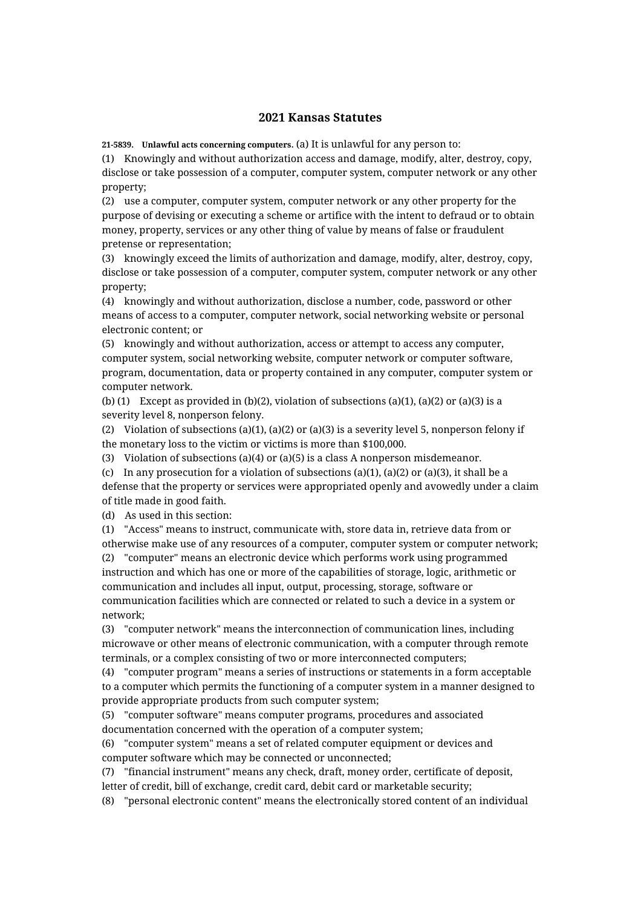# 2021 Kansas Statutes

**21-5839. Unlawful acts concerning computers.** (a) It is unlawful for any person to:

(1) Knowingly and without authorization access and damage, modify, alter, destroy, copy, disclose or take possession of a computer, computer system, computer network or any other property;

(2) use a computer, computer system, computer network or any other property for the purpose of devising or executing a scheme or artifice with the intent to defraud or to obtain money, property, services or any other thing of value by means of false or fraudulent pretense or representation;

(3) knowingly exceed the limits of authorization and damage, modify, alter, destroy, copy, disclose or take possession of a computer, computer system, computer network or any other property;

(4) knowingly and without authorization, disclose a number, code, password or other means of access to a computer, computer network, social networking website or personal electronic content; or

(5) knowingly and without authorization, access or attempt to access any computer, computer system, social networking website, computer network or computer software, program, documentation, data or property contained in any computer, computer system or computer network.

(b) (1) Except as provided in (b)(2), violation of subsections (a)(1), (a)(2) or (a)(3) is a severity level 8, nonperson felony.

(2) Violation of subsections (a)(1), (a)(2) or (a)(3) is a severity level 5, nonperson felony if the monetary loss to the victim or victims is more than $100,000.

(3) Violation of subsections (a)(4) or (a)(5) is a class A nonperson misdemeanor.

(c) In any prosecution for a violation of subsections (a)(1), (a)(2) or (a)(3), it shall be a defense that the property or services were appropriated openly and avowedly under a claim of title made in good faith.

(d) As used in this section:

(1) "Access" means to instruct, communicate with, store data in, retrieve data from or otherwise make use of any resources of a computer, computer system or computer network;

(2) "computer" means an electronic device which performs work using programmed instruction and which has one or more of the capabilities of storage, logic, arithmetic or communication and includes all input, output, processing, storage, software or communication facilities which are connected or related to such a device in a system or network;

(3) "computer network" means the interconnection of communication lines, including microwave or other means of electronic communication, with a computer through remote terminals, or a complex consisting of two or more interconnected computers;

(4) "computer program" means a series of instructions or statements in a form acceptable to a computer which permits the functioning of a computer system in a manner designed to provide appropriate products from such computer system;

(5) "computer software" means computer programs, procedures and associated documentation concerned with the operation of a computer system;

(6) "computer system" means a set of related computer equipment or devices and computer software which may be connected or unconnected;

(7) "financial instrument" means any check, draft, money order, certificate of deposit, letter of credit, bill of exchange, credit card, debit card or marketable security;

(8) "personal electronic content" means the electronically stored content of an individual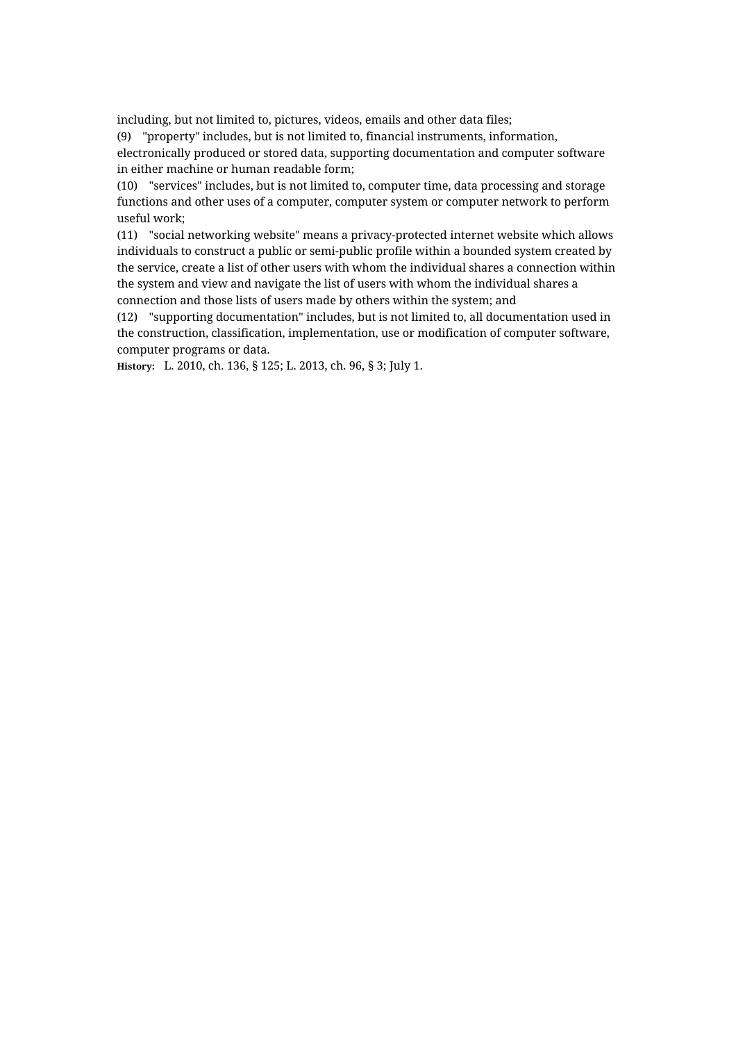including, but not limited to, pictures, videos, emails and other data files;

(9) "property" includes, but is not limited to, financial instruments, information, electronically produced or stored data, supporting documentation and computer software in either machine or human readable form;

(10) "services" includes, but is not limited to, computer time, data processing and storage functions and other uses of a computer, computer system or computer network to perform useful work;

(11) "social networking website" means a privacy-protected internet website which allows individuals to construct a public or semi-public profile within a bounded system created by the service, create a list of other users with whom the individual shares a connection within the system and view and navigate the list of users with whom the individual shares a connection and those lists of users made by others within the system; and

(12) "supporting documentation" includes, but is not limited to, all documentation used in the construction, classification, implementation, use or modification of computer software, computer programs or data.

**History:** L. 2010, ch. 136, § 125; L. 2013, ch. 96, § 3; July 1.